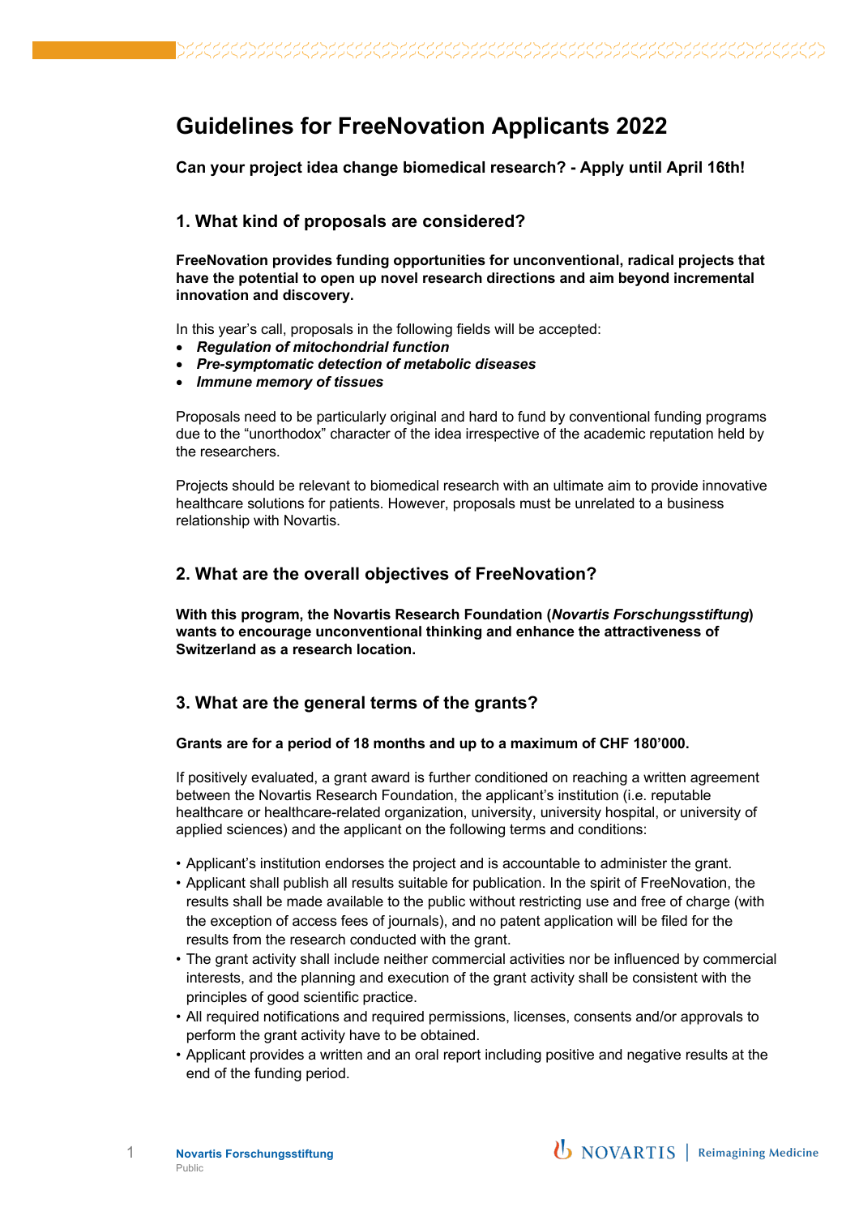# Guidelines for FreeNovation Applicants 2022

**Can your project idea change biomedical research? - Apply until April 16th!**

## 1. What kind of proposals are considered?

**FreeNovation provides funding opportunities for unconventional, radical projects that have the potential to open up novel research directions and aim beyond incremental innovation and discovery.**

In this year's call, proposals in the following fields will be accepted:

- ***Regulation of mitochondrial function***
- ***Pre-symptomatic detection of metabolic diseases***
- ***Immune memory of tissues***

Proposals need to be particularly original and hard to fund by conventional funding programs due to the "unorthodox" character of the idea irrespective of the academic reputation held by the researchers.

Projects should be relevant to biomedical research with an ultimate aim to provide innovative healthcare solutions for patients. However, proposals must be unrelated to a business relationship with Novartis.

## 2. What are the overall objectives of FreeNovation?

**With this program, the Novartis Research Foundation (*Novartis Forschungsstiftung*) wants to encourage unconventional thinking and enhance the attractiveness of Switzerland as a research location.**

## 3. What are the general terms of the grants?

**Grants are for a period of 18 months and up to a maximum of CHF 180'000.**

If positively evaluated, a grant award is further conditioned on reaching a written agreement between the Novartis Research Foundation, the applicant's institution (i.e. reputable healthcare or healthcare-related organization, university, university hospital, or university of applied sciences) and the applicant on the following terms and conditions:

- Applicant's institution endorses the project and is accountable to administer the grant.
- Applicant shall publish all results suitable for publication. In the spirit of FreeNovation, the results shall be made available to the public without restricting use and free of charge (with the exception of access fees of journals), and no patent application will be filed for the results from the research conducted with the grant.
- The grant activity shall include neither commercial activities nor be influenced by commercial interests, and the planning and execution of the grant activity shall be consistent with the principles of good scientific practice.
- All required notifications and required permissions, licenses, consents and/or approvals to perform the grant activity have to be obtained.
- Applicant provides a written and an oral report including positive and negative results at the end of the funding period.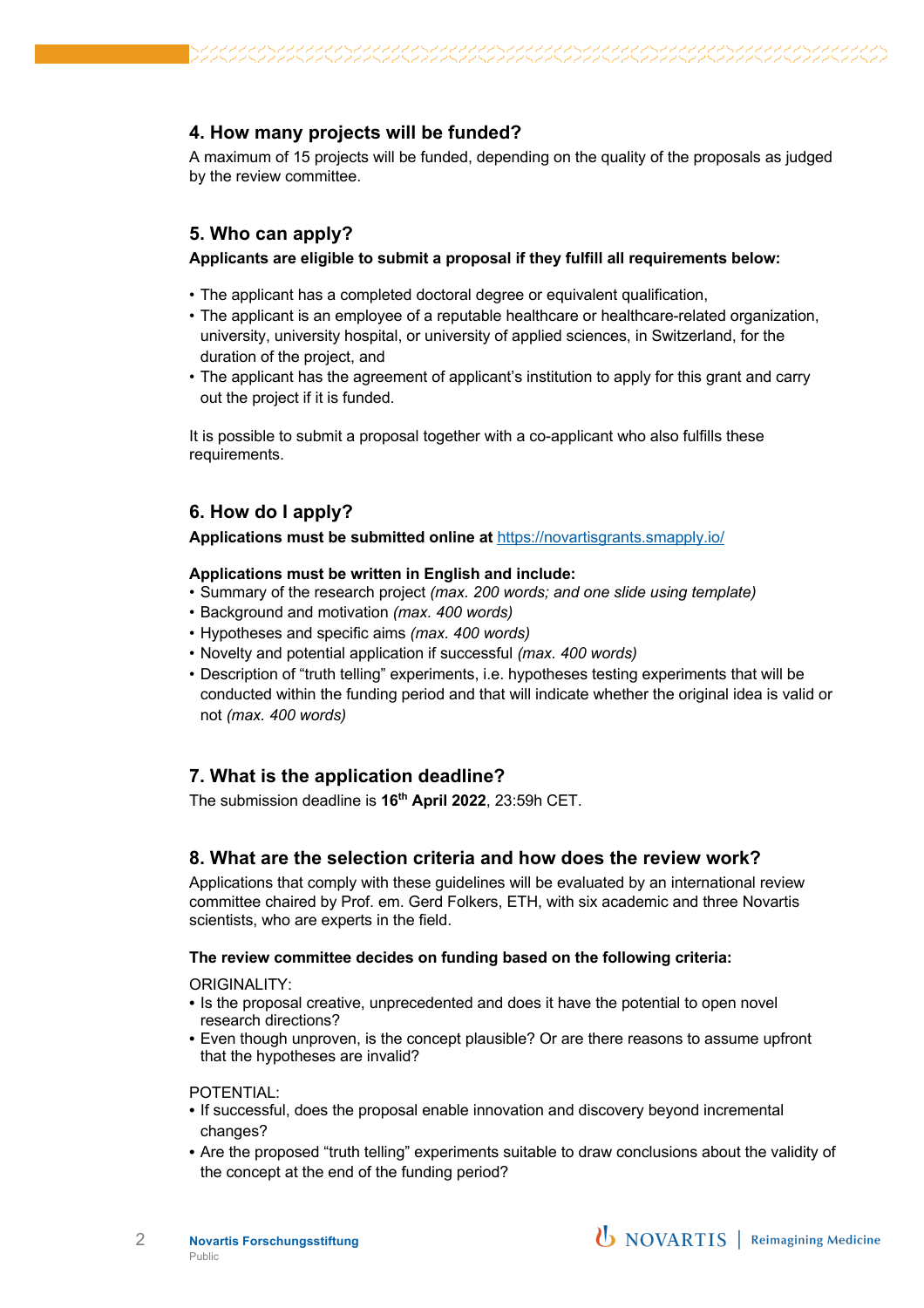## 4. How many projects will be funded?

A maximum of 15 projects will be funded, depending on the quality of the proposals as judged by the review committee.

## 5. Who can apply?

**Applicants are eligible to submit a proposal if they fulfill all requirements below:**

- The applicant has a completed doctoral degree or equivalent qualification,
- The applicant is an employee of a reputable healthcare or healthcare-related organization, university, university hospital, or university of applied sciences, in Switzerland, for the duration of the project, and
- The applicant has the agreement of applicant's institution to apply for this grant and carry out the project if it is funded.

It is possible to submit a proposal together with a co-applicant who also fulfills these requirements.

## 6. How do I apply?

**Applications must be submitted online at** https://novartisgrants.smapply.io/

**Applications must be written in English and include:**

- Summary of the research project *(max. 200 words; and one slide using template)*
- Background and motivation *(max. 400 words)*
- Hypotheses and specific aims *(max. 400 words)*
- Novelty and potential application if successful *(max. 400 words)*
- Description of "truth telling" experiments, i.e. hypotheses testing experiments that will be conducted within the funding period and that will indicate whether the original idea is valid or not *(max. 400 words)*

## 7. What is the application deadline?

The submission deadline is **16th April 2022**, 23:59h CET.

## 8. What are the selection criteria and how does the review work?

Applications that comply with these guidelines will be evaluated by an international review committee chaired by Prof. em. Gerd Folkers, ETH, with six academic and three Novartis scientists, who are experts in the field.

**The review committee decides on funding based on the following criteria:**

ORIGINALITY:

- Is the proposal creative, unprecedented and does it have the potential to open novel research directions?
- Even though unproven, is the concept plausible? Or are there reasons to assume upfront that the hypotheses are invalid?

POTENTIAL:

- If successful, does the proposal enable innovation and discovery beyond incremental changes?
- Are the proposed "truth telling" experiments suitable to draw conclusions about the validity of the concept at the end of the funding period?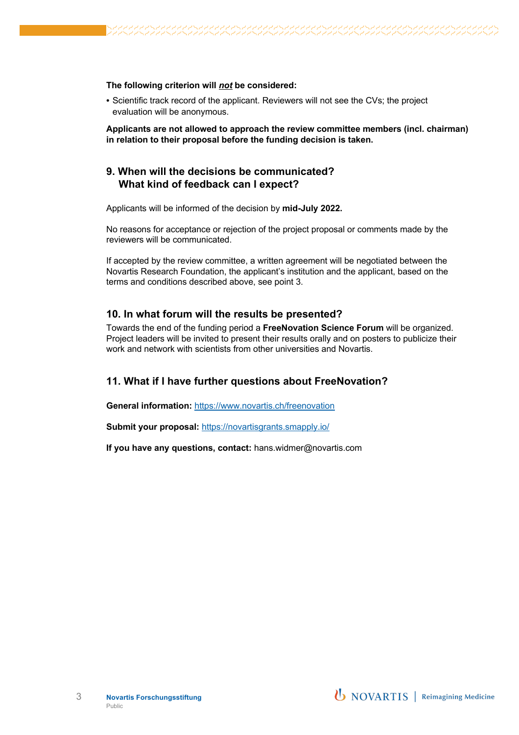**The following criterion will _*not*_ be considered:**

- Scientific track record of the applicant. Reviewers will not see the CVs; the project evaluation will be anonymous.

**Applicants are not allowed to approach the review committee members (incl. chairman) in relation to their proposal before the funding decision is taken.**

## 9. When will the decisions be communicated? What kind of feedback can I expect?

Applicants will be informed of the decision by **mid-July 2022.**

No reasons for acceptance or rejection of the project proposal or comments made by the reviewers will be communicated.

If accepted by the review committee, a written agreement will be negotiated between the Novartis Research Foundation, the applicant's institution and the applicant, based on the terms and conditions described above, see point 3.

## 10. In what forum will the results be presented?

Towards the end of the funding period a **FreeNovation Science Forum** will be organized. Project leaders will be invited to present their results orally and on posters to publicize their work and network with scientists from other universities and Novartis.

## 11. What if I have further questions about FreeNovation?

**General information:** https://www.novartis.ch/freenovation

**Submit your proposal:** https://novartisgrants.smapply.io/

**If you have any questions, contact:** hans.widmer@novartis.com